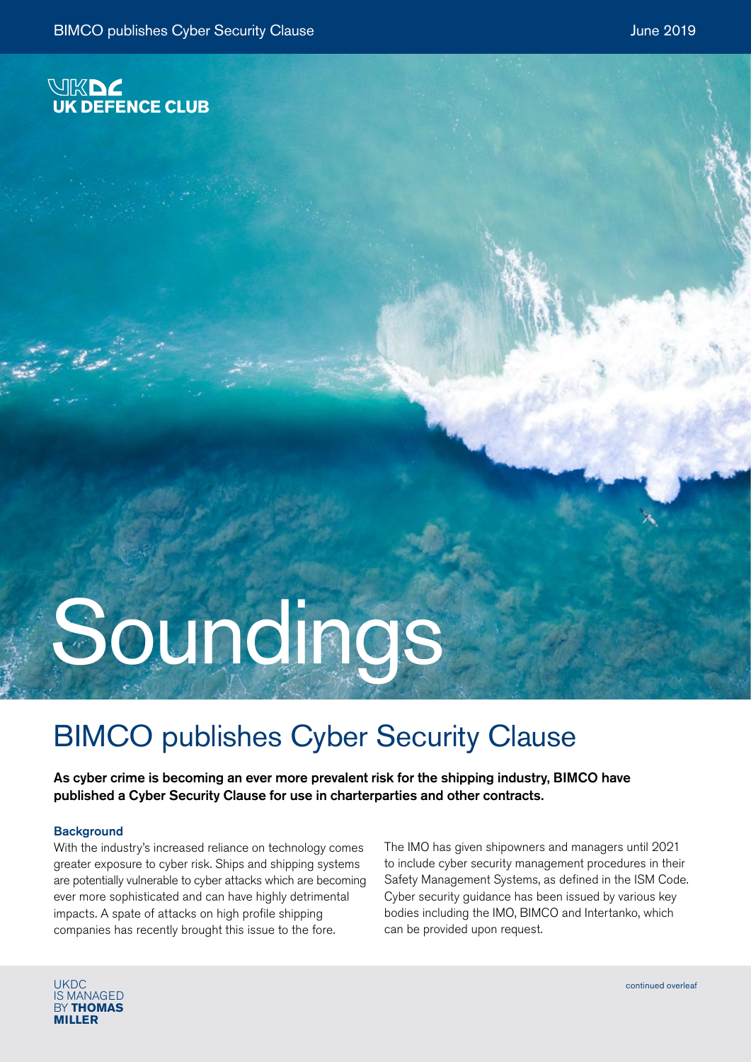UK DEFENCE CLUB

# Soundings

## BIMCO publishes Cyber Security Clause

**As cyber crime is becoming an ever more prevalent risk for the shipping industry, BIMCO have published a Cyber Security Clause for use in charterparties and other contracts.**

### Background

With the industry's increased reliance on technology comes greater exposure to cyber risk. Ships and shipping systems are potentially vulnerable to cyber attacks which are becoming ever more sophisticated and can have highly detrimental impacts. A spate of attacks on high profile shipping companies has recently brought this issue to the fore.

The IMO has given shipowners and managers until 2021 to include cyber security management procedures in their Safety Management Systems, as defined in the ISM Code. Cyber security guidance has been issued by various key bodies including the IMO, BIMCO and Intertanko, which can be provided upon request.

UKDC IS MANAGED BY **THOMAS MILLER**

continued overleaf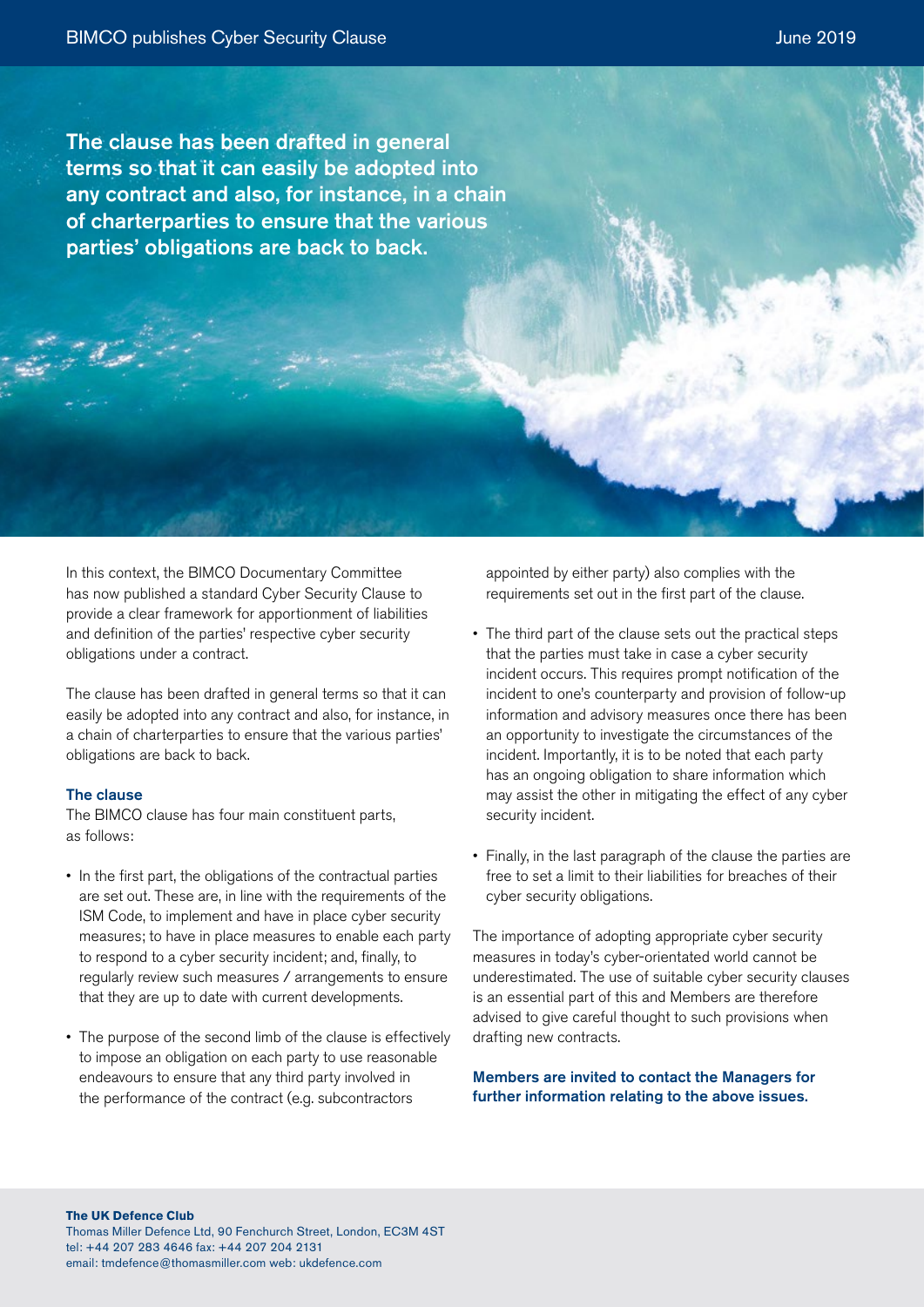The clause has been drafted in general terms so that it can easily be adopted into any contract and also, for instance, in a chain of charterparties to ensure that the various parties' obligations are back to back.

In this context, the BIMCO Documentary Committee has now published a standard Cyber Security Clause to provide a clear framework for apportionment of liabilities and definition of the parties' respective cyber security obligations under a contract.

The clause has been drafted in general terms so that it can easily be adopted into any contract and also, for instance, in a chain of charterparties to ensure that the various parties' obligations are back to back.

### The clause

The BIMCO clause has four main constituent parts, as follows:

- In the first part, the obligations of the contractual parties are set out. These are, in line with the requirements of the ISM Code, to implement and have in place cyber security measures; to have in place measures to enable each party to respond to a cyber security incident; and, finally, to regularly review such measures / arrangements to ensure that they are up to date with current developments.
- The purpose of the second limb of the clause is effectively to impose an obligation on each party to use reasonable endeavours to ensure that any third party involved in the performance of the contract (e.g. subcontractors appointed by either party) also complies with the requirements set out in the first part of the clause.
- The third part of the clause sets out the practical steps that the parties must take in case a cyber security incident occurs. This requires prompt notification of the incident to one's counterparty and provision of follow-up information and advisory measures once there has been an opportunity to investigate the circumstances of the incident. Importantly, it is to be noted that each party has an ongoing obligation to share information which may assist the other in mitigating the effect of any cyber security incident.
- Finally, in the last paragraph of the clause the parties are free to set a limit to their liabilities for breaches of their cyber security obligations.

The importance of adopting appropriate cyber security measures in today's cyber-orientated world cannot be underestimated. The use of suitable cyber security clauses is an essential part of this and Members are therefore advised to give careful thought to such provisions when drafting new contracts.

**Members are invited to contact the Managers for further information relating to the above issues.**

**The UK Defence Club**
Thomas Miller Defence Ltd, 90 Fenchurch Street, London, EC3M 4ST
tel: +44 207 283 4646 fax: +44 207 204 2131
email: tmdefence@thomasmiller.com web: ukdefence.com